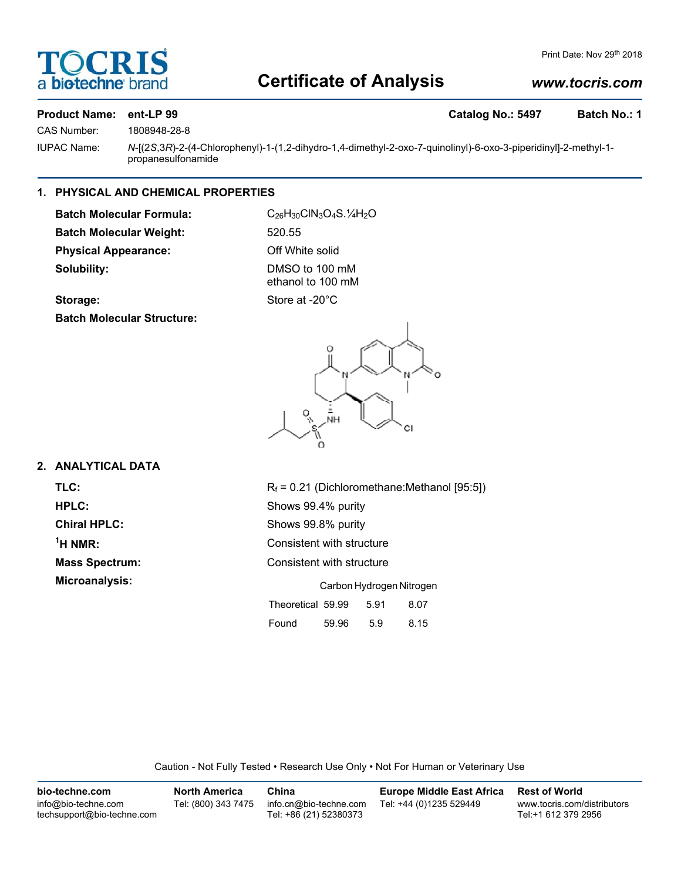# Certificate of Analysis

**Product Name:** ent-LP 99 **Catalog No.:** 5497 **Batch No.:** 1

CAS Number: 1808948-28-8

IUPAC Name: *N*-[(2*S*,3*R*)-2-(4-Chlorophenyl)-1-(1,2-dihydro-1,4-dimethyl-2-oxo-7-quinolinyl)-6-oxo-3-piperidinyl]-2-methyl-1-propanesulfonamide

## 1. PHYSICAL AND CHEMICAL PROPERTIES

**Batch Molecular Formula:** $C_{26}H_{30}ClN_3O_4S.¼H_2O$

**Batch Molecular Weight:** 520.55

**Physical Appearance:** Off White solid

**Solubility:** DMSO to 100 mM
ethanol to 100 mM

**Storage:** Store at -20°C

**Batch Molecular Structure:**

## 2. ANALYTICAL DATA

**TLC:** $R_f$ = 0.21 (Dichloromethane:Methanol [95:5])

**HPLC:** Shows 99.4% purity

**Chiral HPLC:** Shows 99.8% purity

**$^1$H NMR:** Consistent with structure

**Mass Spectrum:** Consistent with structure

**Microanalysis:**

| | Carbon | Hydrogen | Nitrogen |
|---|---|---|---|
| Theoretical | 59.99 | 5.91 | 8.07 |
| Found | 59.96 | 5.9 | 8.15 |

Caution - Not Fully Tested • Research Use Only • Not For Human or Veterinary Use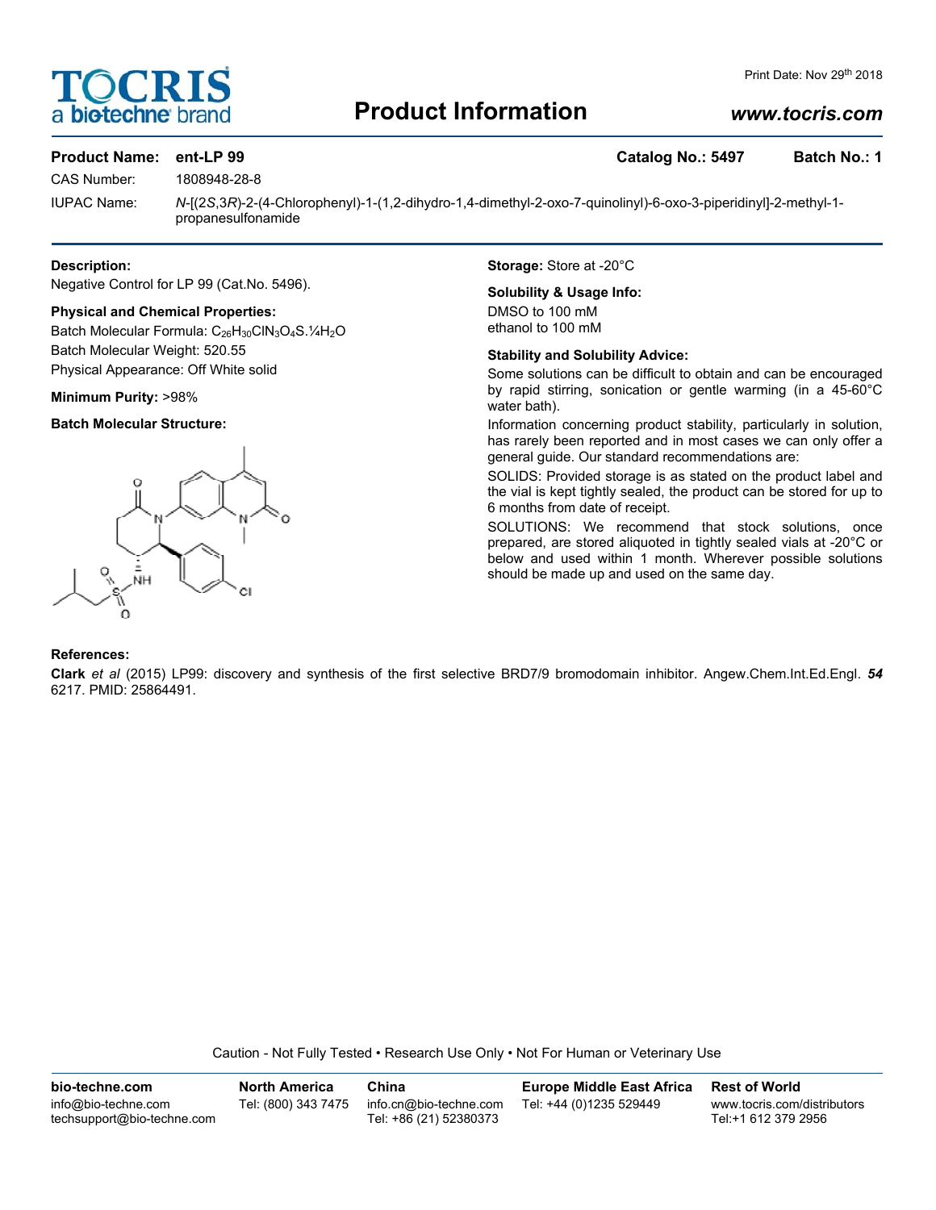# Product Information

www.tocris.com

Print Date: Nov 29th 2018

**Product Name:** **ent-LP 99** **Catalog No.: 5497** **Batch No.: 1**

CAS Number: 1808948-28-8

IUPAC Name: *N*-[(2*S*,3*R*)-2-(4-Chlorophenyl)-1-(1,2-dihydro-1,4-dimethyl-2-oxo-7-quinolinyl)-6-oxo-3-piperidinyl]-2-methyl-1-propanesulfonamide

**Description:**

Negative Control for LP 99 (Cat.No. 5496).

**Physical and Chemical Properties:**

Batch Molecular Formula: $C_{26}H_{30}ClN_3O_4S.¼H_2O$

Batch Molecular Weight: 520.55

Physical Appearance: Off White solid

**Minimum Purity:** >98%

**Batch Molecular Structure:**

**Storage:** Store at -20°C

**Solubility & Usage Info:**

DMSO to 100 mM

ethanol to 100 mM

**Stability and Solubility Advice:**

Some solutions can be difficult to obtain and can be encouraged by rapid stirring, sonication or gentle warming (in a 45-60°C water bath).

Information concerning product stability, particularly in solution, has rarely been reported and in most cases we can only offer a general guide. Our standard recommendations are:

SOLIDS: Provided storage is as stated on the product label and the vial is kept tightly sealed, the product can be stored for up to 6 months from date of receipt.

SOLUTIONS: We recommend that stock solutions, once prepared, are stored aliquoted in tightly sealed vials at -20°C or below and used within 1 month. Wherever possible solutions should be made up and used on the same day.

**References:**

**Clark** *et al* (2015) LP99: discovery and synthesis of the first selective BRD7/9 bromodomain inhibitor. Angew.Chem.Int.Ed.Engl. ***54*** 6217. PMID: 25864491.

Caution - Not Fully Tested • Research Use Only • Not For Human or Veterinary Use

| **bio-techne.com** | **North America** | **China** | **Europe Middle East Africa** | **Rest of World** |
|---|---|---|---|---|
| info@bio-techne.com<br>techsupport@bio-techne.com | Tel: (800) 343 7475 | info.cn@bio-techne.com<br>Tel: +86 (21) 52380373 | Tel: +44 (0)1235 529449 | www.tocris.com/distributors<br>Tel:+1 612 379 2956 |